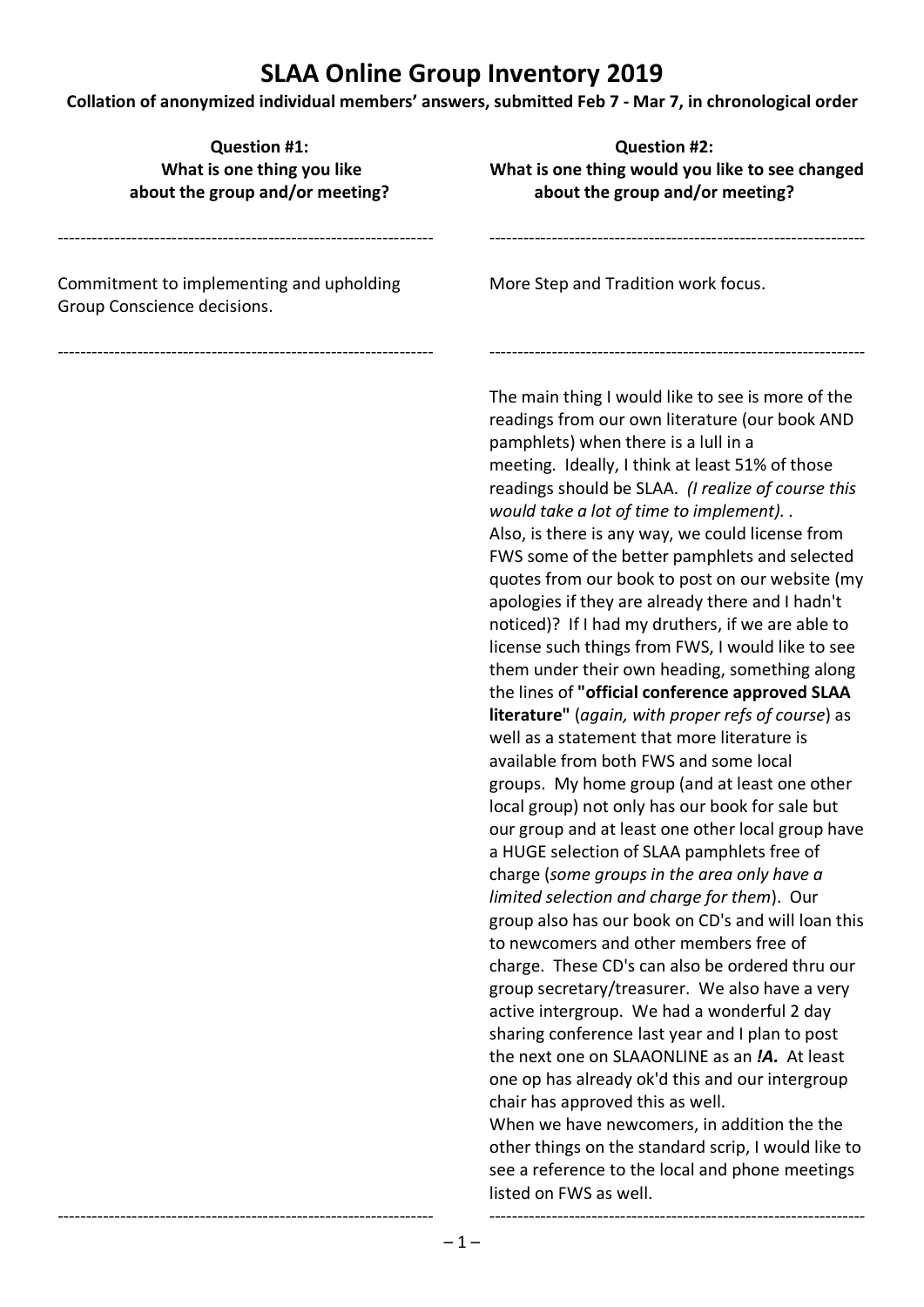# SLAA Online Group Inventory 2019

**Collation of anonymized individual members' answers, submitted Feb 7 - Mar 7, in chronological order**

| **Question #1: What is one thing you like about the group and/or meeting?** | **Question #2: What is one thing would you like to see changed about the group and/or meeting?** |
|---|---|
| Commitment to implementing and upholding Group Conscience decisions. | More Step and Tradition work focus. |
| | The main thing I would like to see is more of the readings from our own literature (our book AND pamphlets) when there is a lull in a meeting. Ideally, I think at least 51% of those readings should be SLAA. *(I realize of course this would take a lot of time to implement).* . Also, is there is any way, we could license from FWS some of the better pamphlets and selected quotes from our book to post on our website (my apologies if they are already there and I hadn't noticed)? If I had my druthers, if we are able to license such things from FWS, I would like to see them under their own heading, something along the lines of **"official conference approved SLAA literature"** (*again, with proper refs of course*) as well as a statement that more literature is available from both FWS and some local groups. My home group (and at least one other local group) not only has our book for sale but our group and at least one other local group have a HUGE selection of SLAA pamphlets free of charge (*some groups in the area only have a limited selection and charge for them*). Our group also has our book on CD's and will loan this to newcomers and other members free of charge. These CD's can also be ordered thru our group secretary/treasurer. We also have a very active intergroup. We had a wonderful 2 day sharing conference last year and I plan to post the next one on SLAAONLINE as an ***!A.*** At least one op has already ok'd this and our intergroup chair has approved this as well. When we have newcomers, in addition the the other things on the standard scrip, I would like to see a reference to the local and phone meetings listed on FWS as well. |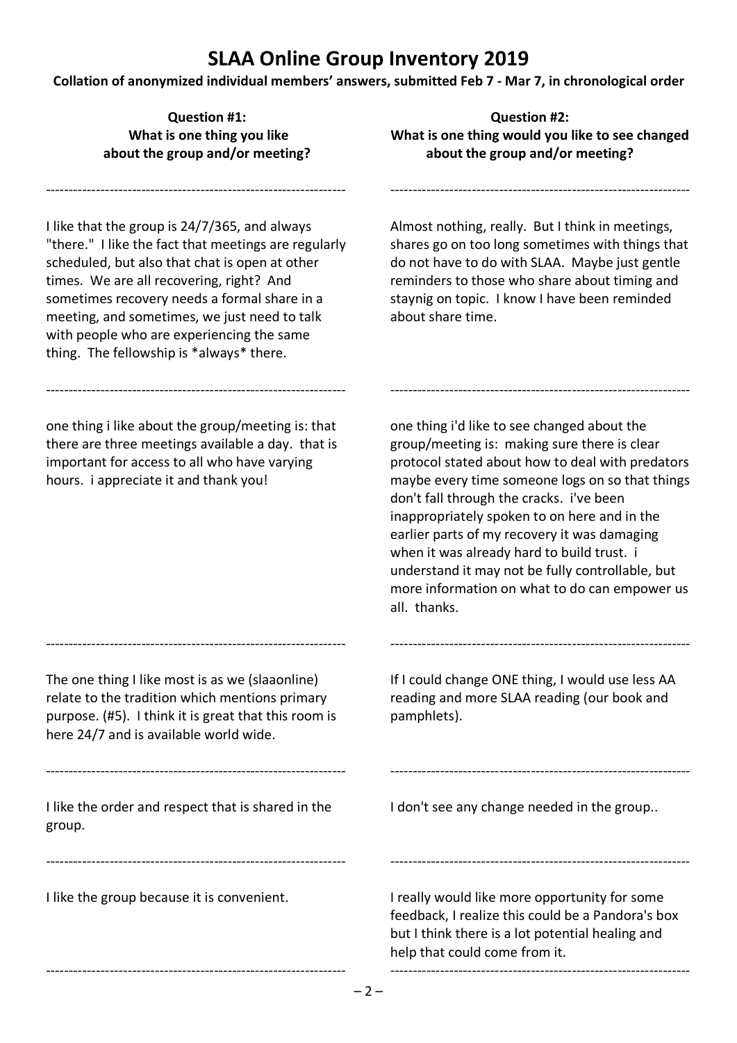# SLAA Online Group Inventory 2019

**Collation of anonymized individual members' answers, submitted Feb 7 - Mar 7, in chronological order**

| Question #1: What is one thing you like about the group and/or meeting? | Question #2: What is one thing would you like to see changed about the group and/or meeting? |
| --- | --- |
| I like that the group is 24/7/365, and always "there." I like the fact that meetings are regularly scheduled, but also that chat is open at other times. We are all recovering, right? And sometimes recovery needs a formal share in a meeting, and sometimes, we just need to talk with people who are experiencing the same thing. The fellowship is *always* there. | Almost nothing, really. But I think in meetings, shares go on too long sometimes with things that do not have to do with SLAA. Maybe just gentle reminders to those who share about timing and staynig on topic. I know I have been reminded about share time. |
| one thing i like about the group/meeting is: that there are three meetings available a day. that is important for access to all who have varying hours. i appreciate it and thank you! | one thing i'd like to see changed about the group/meeting is: making sure there is clear protocol stated about how to deal with predators maybe every time someone logs on so that things don't fall through the cracks. i've been inappropriately spoken to on here and in the earlier parts of my recovery it was damaging when it was already hard to build trust. i understand it may not be fully controllable, but more information on what to do can empower us all. thanks. |
| The one thing I like most is as we (slaaonline) relate to the tradition which mentions primary purpose. (#5). I think it is great that this room is here 24/7 and is available world wide. | If I could change ONE thing, I would use less AA reading and more SLAA reading (our book and pamphlets). |
| I like the order and respect that is shared in the group. | I don't see any change needed in the group.. |
| I like the group because it is convenient. | I really would like more opportunity for some feedback, I realize this could be a Pandora's box but I think there is a lot potential healing and help that could come from it. |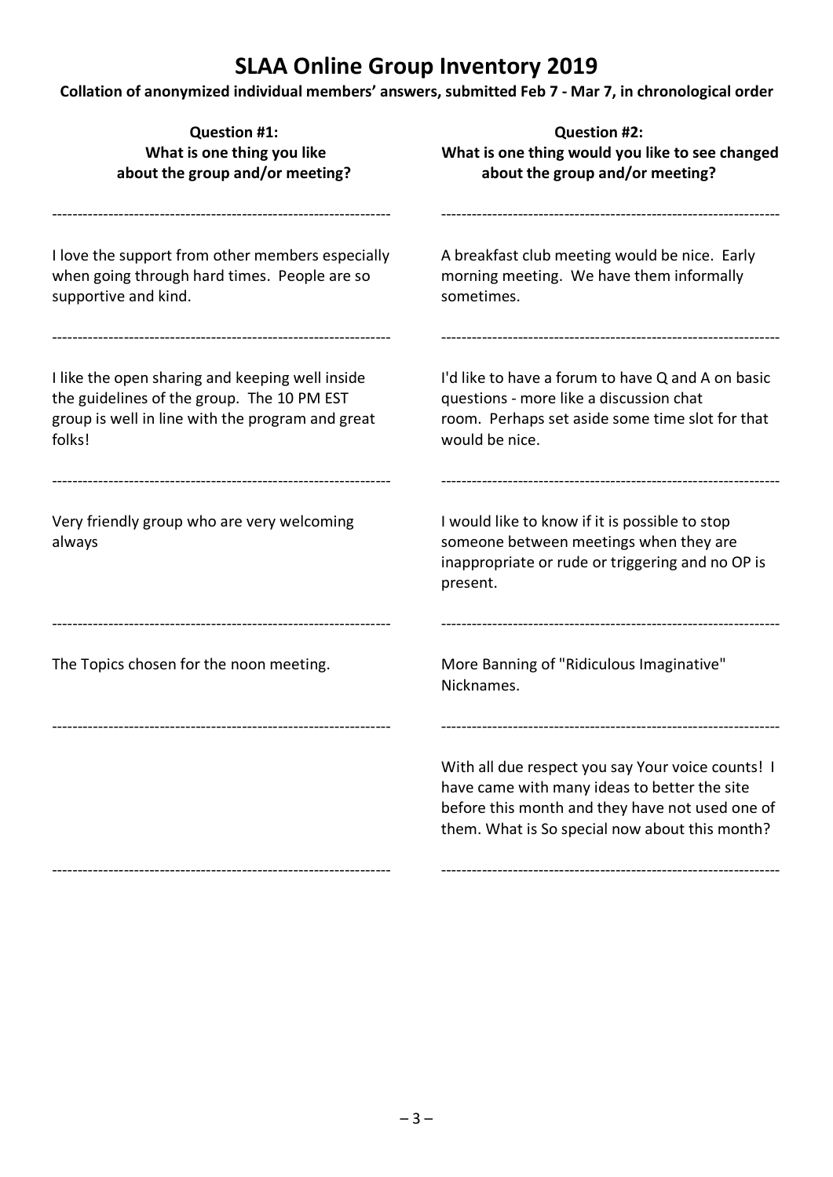# SLAA Online Group Inventory 2019

**Collation of anonymized individual members' answers, submitted Feb 7 - Mar 7, in chronological order**

| Question #1: What is one thing you like about the group and/or meeting? | Question #2: What is one thing would you like to see changed about the group and/or meeting? |
| --- | --- |
| I love the support from other members especially when going through hard times. People are so supportive and kind. | A breakfast club meeting would be nice. Early morning meeting. We have them informally sometimes. |
| I like the open sharing and keeping well inside the guidelines of the group. The 10 PM EST group is well in line with the program and great folks! | I'd like to have a forum to have Q and A on basic questions - more like a discussion chat room. Perhaps set aside some time slot for that would be nice. |
| Very friendly group who are very welcoming always | I would like to know if it is possible to stop someone between meetings when they are inappropriate or rude or triggering and no OP is present. |
| The Topics chosen for the noon meeting. | More Banning of "Ridiculous Imaginative" Nicknames. |
| | With all due respect you say Your voice counts! I have came with many ideas to better the site before this month and they have not used one of them. What is So special now about this month? |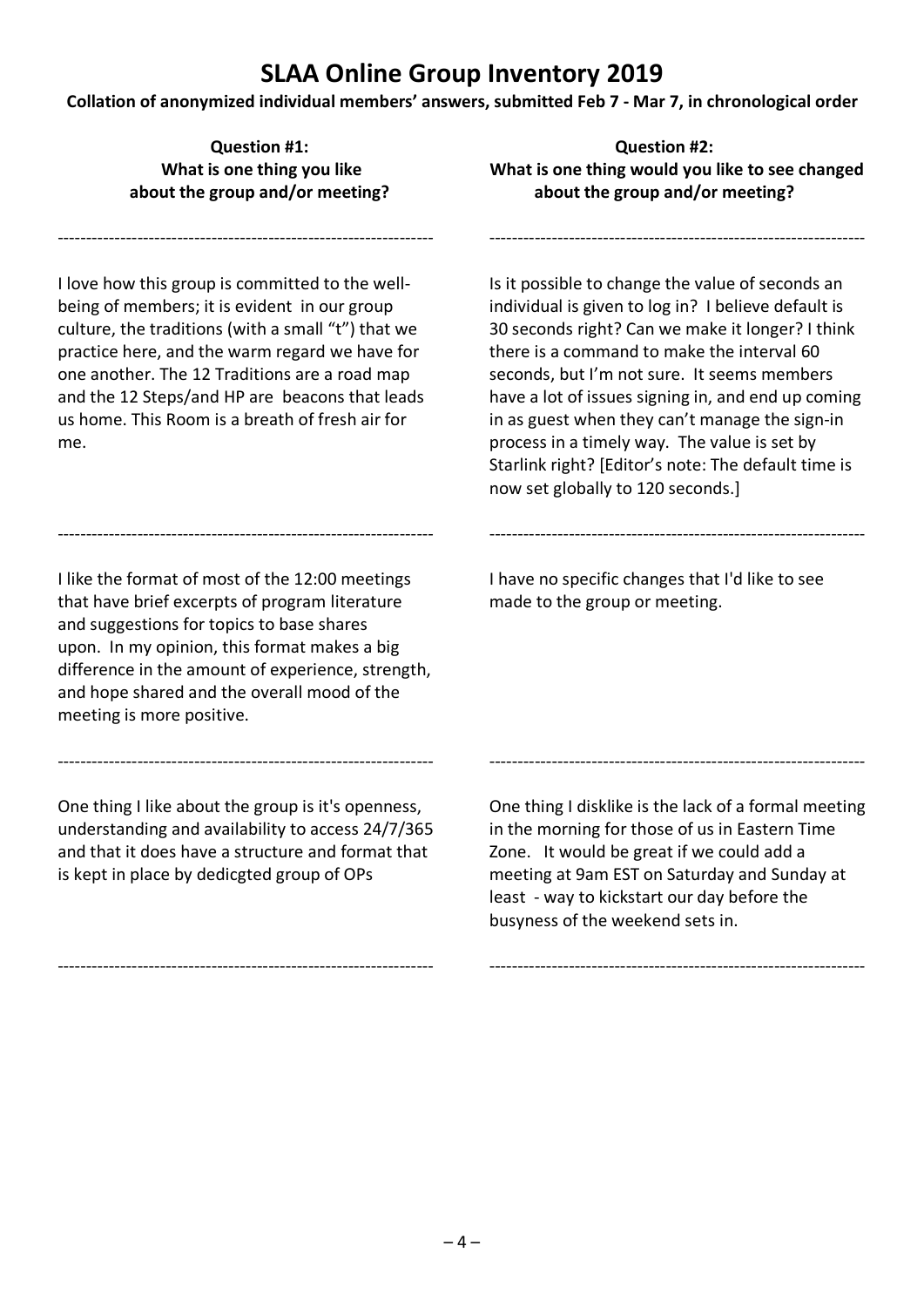# SLAA Online Group Inventory 2019

**Collation of anonymized individual members' answers, submitted Feb 7 - Mar 7, in chronological order**

| Question #1: What is one thing you like about the group and/or meeting? | Question #2: What is one thing would you like to see changed about the group and/or meeting? |
|---|---|
| I love how this group is committed to the well-being of members; it is evident in our group culture, the traditions (with a small "t") that we practice here, and the warm regard we have for one another. The 12 Traditions are a road map and the 12 Steps/and HP are beacons that leads us home. This Room is a breath of fresh air for me. | Is it possible to change the value of seconds an individual is given to log in? I believe default is 30 seconds right? Can we make it longer? I think there is a command to make the interval 60 seconds, but I'm not sure. It seems members have a lot of issues signing in, and end up coming in as guest when they can't manage the sign-in process in a timely way. The value is set by Starlink right? [Editor's note: The default time is now set globally to 120 seconds.] |
| I like the format of most of the 12:00 meetings that have brief excerpts of program literature and suggestions for topics to base shares upon. In my opinion, this format makes a big difference in the amount of experience, strength, and hope shared and the overall mood of the meeting is more positive. | I have no specific changes that I'd like to see made to the group or meeting. |
| One thing I like about the group is it's openness, understanding and availability to access 24/7/365 and that it does have a structure and format that is kept in place by dedicgted group of OPs | One thing I disklike is the lack of a formal meeting in the morning for those of us in Eastern Time Zone. It would be great if we could add a meeting at 9am EST on Saturday and Sunday at least - way to kickstart our day before the busyness of the weekend sets in. |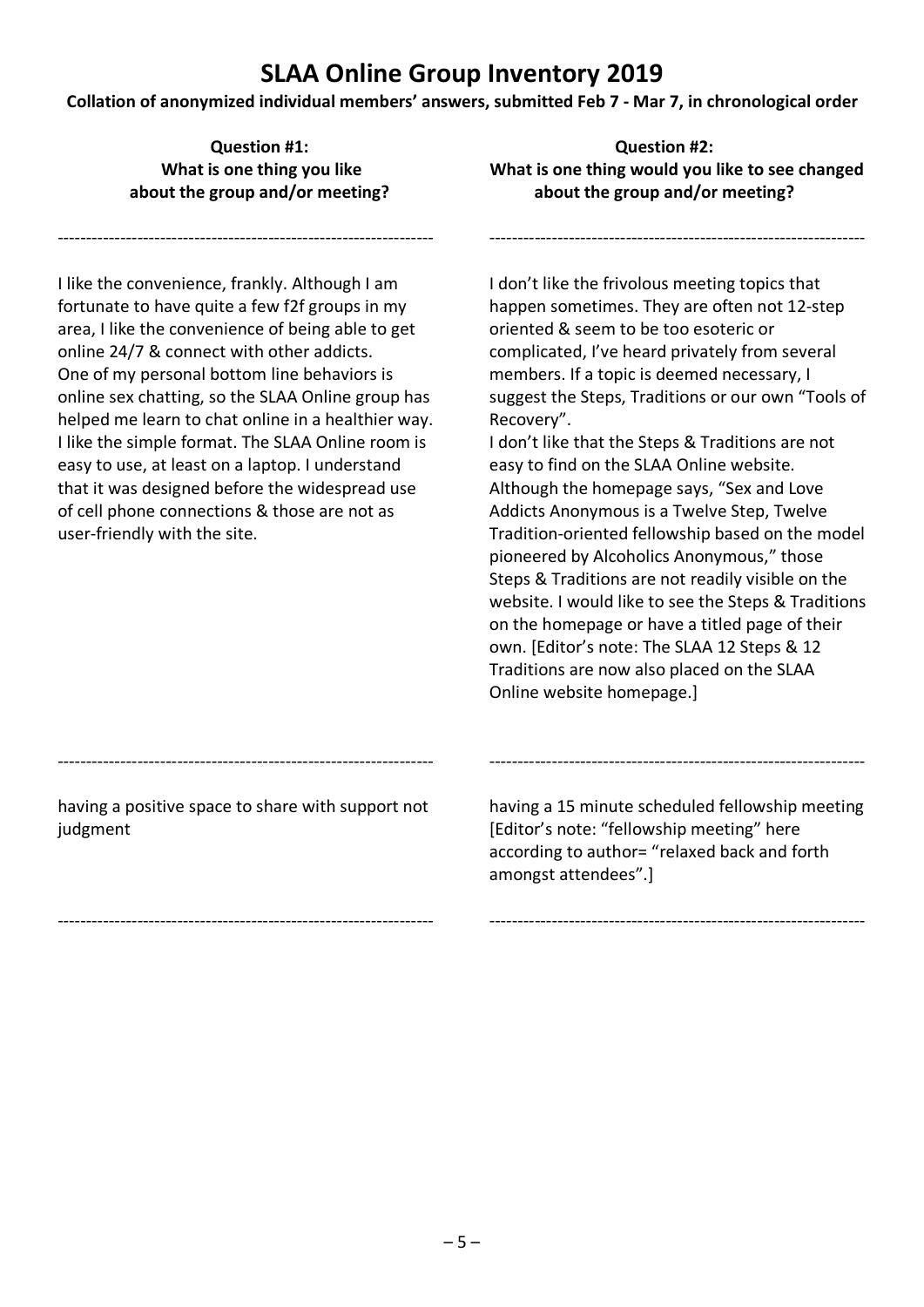# SLAA Online Group Inventory 2019

**Collation of anonymized individual members' answers, submitted Feb 7 - Mar 7, in chronological order**

| Question #1: What is one thing you like about the group and/or meeting? | Question #2: What is one thing would you like to see changed about the group and/or meeting? |
| --- | --- |
| I like the convenience, frankly. Although I am fortunate to have quite a few f2f groups in my area, I like the convenience of being able to get online 24/7 & connect with other addicts. One of my personal bottom line behaviors is online sex chatting, so the SLAA Online group has helped me learn to chat online in a healthier way. I like the simple format. The SLAA Online room is easy to use, at least on a laptop. I understand that it was designed before the widespread use of cell phone connections & those are not as user-friendly with the site. | I don't like the frivolous meeting topics that happen sometimes. They are often not 12-step oriented & seem to be too esoteric or complicated, I've heard privately from several members. If a topic is deemed necessary, I suggest the Steps, Traditions or our own "Tools of Recovery". I don't like that the Steps & Traditions are not easy to find on the SLAA Online website. Although the homepage says, "Sex and Love Addicts Anonymous is a Twelve Step, Twelve Tradition-oriented fellowship based on the model pioneered by Alcoholics Anonymous," those Steps & Traditions are not readily visible on the website. I would like to see the Steps & Traditions on the homepage or have a titled page of their own. [Editor's note: The SLAA 12 Steps & 12 Traditions are now also placed on the SLAA Online website homepage.] |
| having a positive space to share with support not judgment | having a 15 minute scheduled fellowship meeting [Editor's note: "fellowship meeting" here according to author= "relaxed back and forth amongst attendees".] |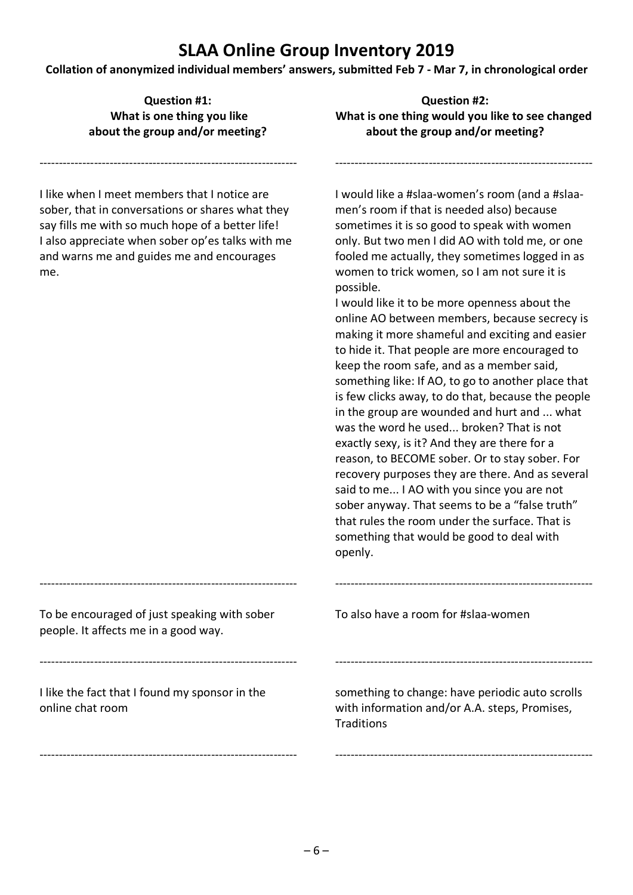# SLAA Online Group Inventory 2019

**Collation of anonymized individual members' answers, submitted Feb 7 - Mar 7, in chronological order**

| Question #1: What is one thing you like about the group and/or meeting? | Question #2: What is one thing would you like to see changed about the group and/or meeting? |
| --- | --- |
| I like when I meet members that I notice are sober, that in conversations or shares what they say fills me with so much hope of a better life! I also appreciate when sober op'es talks with me and warns me and guides me and encourages me. | I would like a #slaa-women's room (and a #slaa-men's room if that is needed also) because sometimes it is so good to speak with women only. But two men I did AO with told me, or one fooled me actually, they sometimes logged in as women to trick women, so I am not sure it is possible. I would like it to be more openness about the online AO between members, because secrecy is making it more shameful and exciting and easier to hide it. That people are more encouraged to keep the room safe, and as a member said, something like: If AO, to go to another place that is few clicks away, to do that, because the people in the group are wounded and hurt and ... what was the word he used... broken? That is not exactly sexy, is it? And they are there for a reason, to BECOME sober. Or to stay sober. For recovery purposes they are there. And as several said to me... I AO with you since you are not sober anyway. That seems to be a "false truth" that rules the room under the surface. That is something that would be good to deal with openly. |
| To be encouraged of just speaking with sober people. It affects me in a good way. | To also have a room for #slaa-women |
| I like the fact that I found my sponsor in the online chat room | something to change: have periodic auto scrolls with information and/or A.A. steps, Promises, Traditions |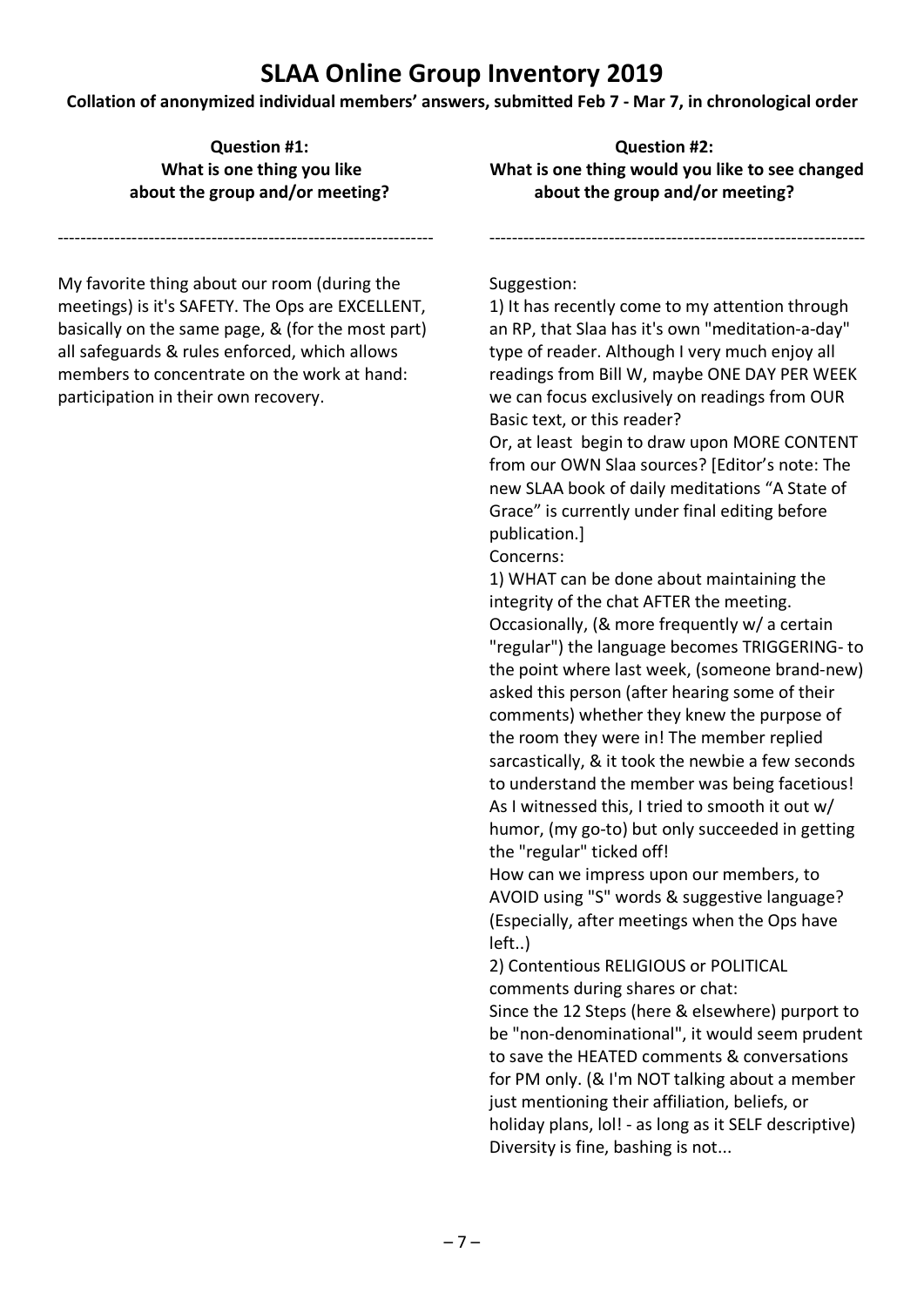# SLAA Online Group Inventory 2019

**Collation of anonymized individual members' answers, submitted Feb 7 - Mar 7, in chronological order**

**Question #1: What is one thing you like about the group and/or meeting?**

-----------------------------------------------------------------

My favorite thing about our room (during the meetings) is it's SAFETY. The Ops are EXCELLENT, basically on the same page, & (for the most part) all safeguards & rules enforced, which allows members to concentrate on the work at hand: participation in their own recovery.

**Question #2: What is one thing would you like to see changed about the group and/or meeting?**

-----------------------------------------------------------------

Suggestion:

1) It has recently come to my attention through an RP, that Slaa has it's own "meditation-a-day" type of reader. Although I very much enjoy all readings from Bill W, maybe ONE DAY PER WEEK we can focus exclusively on readings from OUR Basic text, or this reader?
Or, at least begin to draw upon MORE CONTENT from our OWN Slaa sources? [Editor's note: The new SLAA book of daily meditations "A State of Grace" is currently under final editing before publication.]

Concerns:

1) WHAT can be done about maintaining the integrity of the chat AFTER the meeting. Occasionally, (& more frequently w/ a certain "regular") the language becomes TRIGGERING- to the point where last week, (someone brand-new) asked this person (after hearing some of their comments) whether they knew the purpose of the room they were in! The member replied sarcastically, & it took the newbie a few seconds to understand the member was being facetious! As I witnessed this, I tried to smooth it out w/ humor, (my go-to) but only succeeded in getting the "regular" ticked off!
How can we impress upon our members, to AVOID using "S" words & suggestive language? (Especially, after meetings when the Ops have left..)

2) Contentious RELIGIOUS or POLITICAL comments during shares or chat:
Since the 12 Steps (here & elsewhere) purport to be "non-denominational", it would seem prudent to save the HEATED comments & conversations for PM only. (& I'm NOT talking about a member just mentioning their affiliation, beliefs, or holiday plans, lol! - as long as it SELF descriptive) Diversity is fine, bashing is not...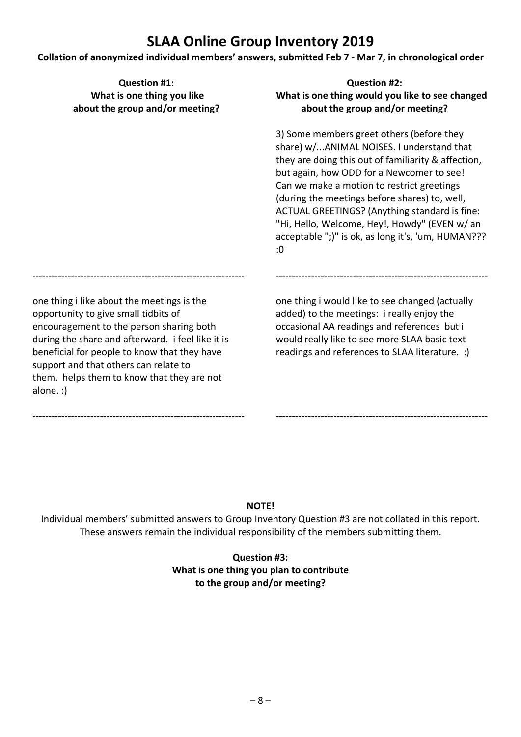# SLAA Online Group Inventory 2019

**Collation of anonymized individual members' answers, submitted Feb 7 - Mar 7, in chronological order**

| Question #1: What is one thing you like about the group and/or meeting? | Question #2: What is one thing would you like to see changed about the group and/or meeting? |
|---|---|
| | 3) Some members greet others (before they share) w/...ANIMAL NOISES. I understand that they are doing this out of familiarity & affection, but again, how ODD for a Newcomer to see! Can we make a motion to restrict greetings (during the meetings before shares) to, well, ACTUAL GREETINGS? (Anything standard is fine: "Hi, Hello, Welcome, Hey!, Howdy" (EVEN w/ an acceptable ";)" is ok, as long it's, 'um, HUMAN??? :0 |
| one thing i like about the meetings is the opportunity to give small tidbits of encouragement to the person sharing both during the share and afterward. i feel like it is beneficial for people to know that they have support and that others can relate to them. helps them to know that they are not alone. :) | one thing i would like to see changed (actually added) to the meetings: i really enjoy the occasional AA readings and references but i would really like to see more SLAA basic text readings and references to SLAA literature. :) |

**NOTE!**

Individual members' submitted answers to Group Inventory Question #3 are not collated in this report. These answers remain the individual responsibility of the members submitting them.

**Question #3:**
**What is one thing you plan to contribute to the group and/or meeting?**